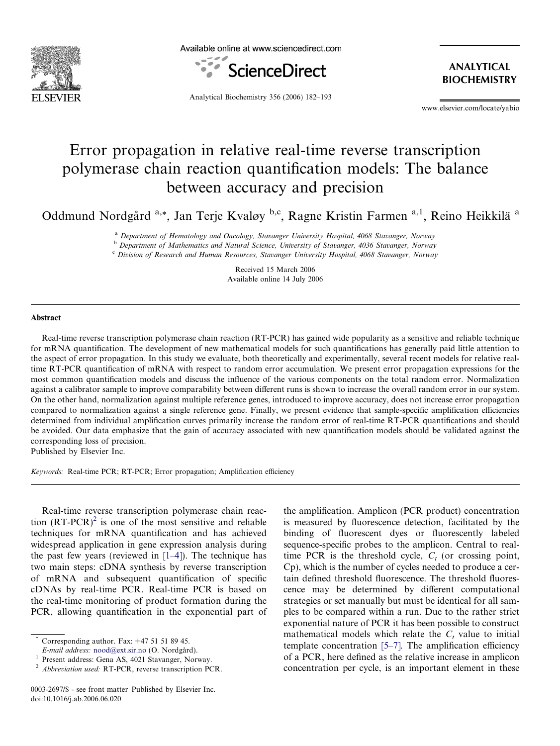# Error propagation in relative real-time reverse transcription polymerase chain reaction quantification models: The balance between accuracy and precision

Oddmund Nordgård [a,*], Jan Terje Kvaløy [b,c], Ragne Kristin Farmen [a,1], Reino Heikkilä [a]

[a] Department of Hematology and Oncology, Stavanger University Hospital, 4068 Stavanger, Norway

[b] Department of Mathematics and Natural Science, University of Stavanger, 4036 Stavanger, Norway

[c] Division of Research and Human Resources, Stavanger University Hospital, 4068 Stavanger, Norway

Received 15 March 2006
Available online 14 July 2006

## Abstract

Real-time reverse transcription polymerase chain reaction (RT-PCR) has gained wide popularity as a sensitive and reliable technique for mRNA quantification. The development of new mathematical models for such quantifications has generally paid little attention to the aspect of error propagation. In this study we evaluate, both theoretically and experimentally, several recent models for relative real-time RT-PCR quantification of mRNA with respect to random error accumulation. We present error propagation expressions for the most common quantification models and discuss the influence of the various components on the total random error. Normalization against a calibrator sample to improve comparability between different runs is shown to increase the overall random error in our system. On the other hand, normalization against multiple reference genes, introduced to improve accuracy, does not increase error propagation compared to normalization against a single reference gene. Finally, we present evidence that sample-specific amplification efficiencies determined from individual amplification curves primarily increase the random error of real-time RT-PCR quantifications and should be avoided. Our data emphasize that the gain of accuracy associated with new quantification models should be validated against the corresponding loss of precision.

Published by Elsevier Inc.

*Keywords:* Real-time PCR; RT-PCR; Error propagation; Amplification efficiency

Real-time reverse transcription polymerase chain reaction (RT-PCR)[2] is one of the most sensitive and reliable techniques for mRNA quantification and has achieved widespread application in gene expression analysis during the past few years (reviewed in [1–4]). The technique has two main steps: cDNA synthesis by reverse transcription of mRNA and subsequent quantification of specific cDNAs by real-time PCR. Real-time PCR is based on the real-time monitoring of product formation during the PCR, allowing quantification in the exponential part of the amplification. Amplicon (PCR product) concentration is measured by fluorescence detection, facilitated by the binding of fluorescent dyes or fluorescently labeled sequence-specific probes to the amplicon. Central to real-time PCR is the threshold cycle, $C_t$ (or crossing point, Cp), which is the number of cycles needed to produce a certain defined threshold fluorescence. The threshold fluorescence may be determined by different computational strategies or set manually but must be identical for all samples to be compared within a run. Due to the rather strict exponential nature of PCR it has been possible to construct mathematical models which relate the $C_t$ value to initial template concentration [5–7]. The amplification efficiency of a PCR, here defined as the relative increase in amplicon concentration per cycle, is an important element in these

* Corresponding author. Fax: +47 51 51 89 45. *E-mail address:* nood@ext.sir.no (O. Nordgård).

[1] Present address: Gena AS, 4021 Stavanger, Norway.

[2] *Abbreviation used:* RT-PCR, reverse transcription PCR.

0003-2697/$ - see front matter Published by Elsevier Inc.
doi:10.1016/j.ab.2006.06.020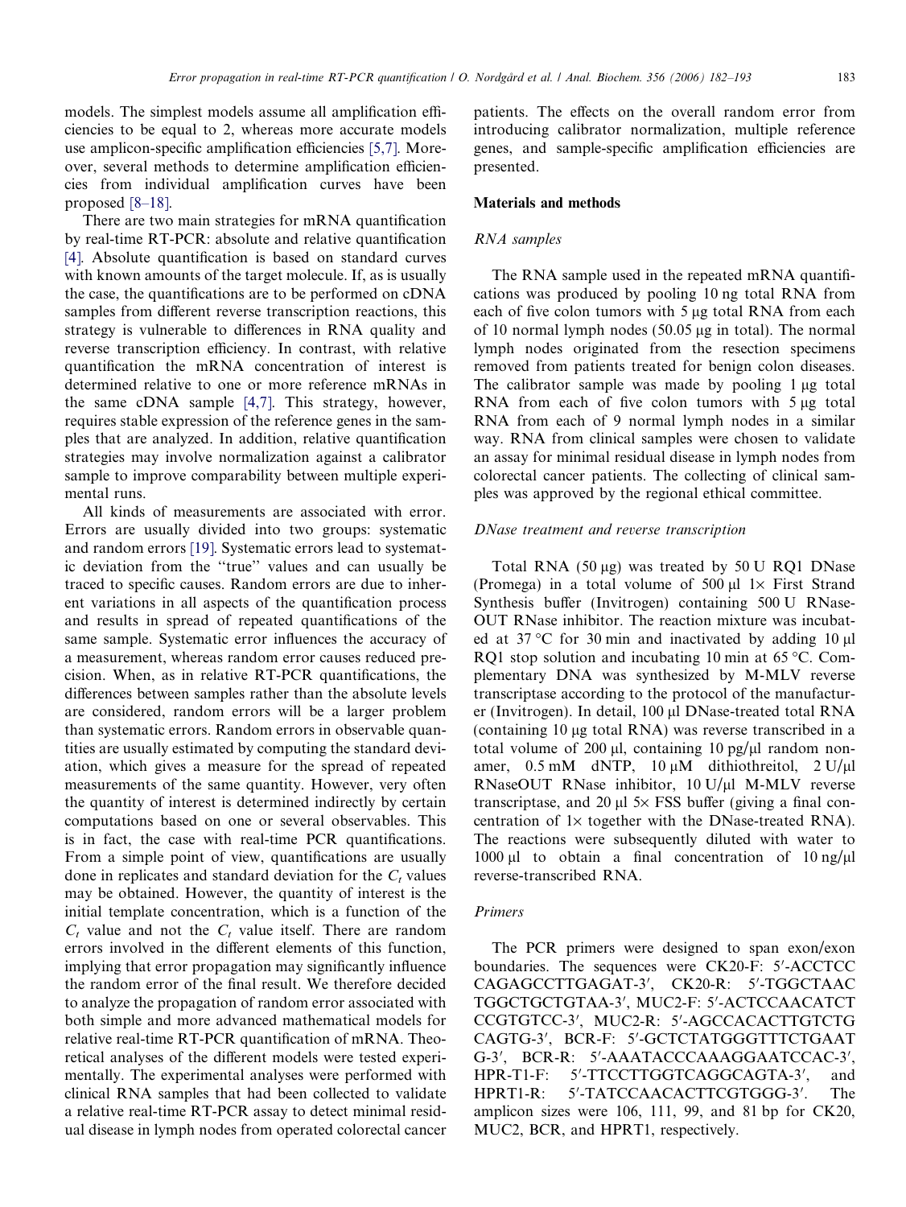models. The simplest models assume all amplification efficiencies to be equal to 2, whereas more accurate models use amplicon-specific amplification efficiencies [5,7]. Moreover, several methods to determine amplification efficiencies from individual amplification curves have been proposed [8–18].

There are two main strategies for mRNA quantification by real-time RT-PCR: absolute and relative quantification [4]. Absolute quantification is based on standard curves with known amounts of the target molecule. If, as is usually the case, the quantifications are to be performed on cDNA samples from different reverse transcription reactions, this strategy is vulnerable to differences in RNA quality and reverse transcription efficiency. In contrast, with relative quantification the mRNA concentration of interest is determined relative to one or more reference mRNAs in the same cDNA sample [4,7]. This strategy, however, requires stable expression of the reference genes in the samples that are analyzed. In addition, relative quantification strategies may involve normalization against a calibrator sample to improve comparability between multiple experimental runs.

All kinds of measurements are associated with error. Errors are usually divided into two groups: systematic and random errors [19]. Systematic errors lead to systematic deviation from the "true" values and can usually be traced to specific causes. Random errors are due to inherent variations in all aspects of the quantification process and results in spread of repeated quantifications of the same sample. Systematic error influences the accuracy of a measurement, whereas random error causes reduced precision. When, as in relative RT-PCR quantifications, the differences between samples rather than the absolute levels are considered, random errors will be a larger problem than systematic errors. Random errors in observable quantities are usually estimated by computing the standard deviation, which gives a measure for the spread of repeated measurements of the same quantity. However, very often the quantity of interest is determined indirectly by certain computations based on one or several observables. This is in fact, the case with real-time PCR quantifications. From a simple point of view, quantifications are usually done in replicates and standard deviation for the $C_t$ values may be obtained. However, the quantity of interest is the initial template concentration, which is a function of the $C_t$ value and not the $C_t$ value itself. There are random errors involved in the different elements of this function, implying that error propagation may significantly influence the random error of the final result. We therefore decided to analyze the propagation of random error associated with both simple and more advanced mathematical models for relative real-time RT-PCR quantification of mRNA. Theoretical analyses of the different models were tested experimentally. The experimental analyses were performed with clinical RNA samples that had been collected to validate a relative real-time RT-PCR assay to detect minimal residual disease in lymph nodes from operated colorectal cancer patients. The effects on the overall random error from introducing calibrator normalization, multiple reference genes, and sample-specific amplification efficiencies are presented.

## Materials and methods

### *RNA samples*

The RNA sample used in the repeated mRNA quantifications was produced by pooling 10 ng total RNA from each of five colon tumors with 5 μg total RNA from each of 10 normal lymph nodes (50.05 μg in total). The normal lymph nodes originated from the resection specimens removed from patients treated for benign colon diseases. The calibrator sample was made by pooling 1 μg total RNA from each of five colon tumors with 5 μg total RNA from each of 9 normal lymph nodes in a similar way. RNA from clinical samples were chosen to validate an assay for minimal residual disease in lymph nodes from colorectal cancer patients. The collecting of clinical samples was approved by the regional ethical committee.

### *DNase treatment and reverse transcription*

Total RNA (50 μg) was treated by 50 U RQ1 DNase (Promega) in a total volume of 500 μl 1× First Strand Synthesis buffer (Invitrogen) containing 500 U RNaseOUT RNase inhibitor. The reaction mixture was incubated at 37 °C for 30 min and inactivated by adding 10 μl RQ1 stop solution and incubating 10 min at 65 °C. Complementary DNA was synthesized by M-MLV reverse transcriptase according to the protocol of the manufacturer (Invitrogen). In detail, 100 μl DNase-treated total RNA (containing 10 μg total RNA) was reverse transcribed in a total volume of 200 μl, containing 10 pg/μl random nonamer, 0.5 mM dNTP, 10 μM dithiothreitol, 2 U/μl RNaseOUT RNase inhibitor, 10 U/μl M-MLV reverse transcriptase, and 20 μl 5× FSS buffer (giving a final concentration of 1× together with the DNase-treated RNA). The reactions were subsequently diluted with water to 1000 μl to obtain a final concentration of 10 ng/μl reverse-transcribed RNA.

### *Primers*

The PCR primers were designed to span exon/exon boundaries. The sequences were CK20-F: 5′-ACCTCCCAGAGCCTTGAGAT-3′, CK20-R: 5′-TGGCTAACTGGCTGCTGTAA-3′, MUC2-F: 5′-ACTCCAACATCTCCGTGTCC-3′, MUC2-R: 5′-AGCCACACTTGTCTGCAGTG-3′, BCR-F: 5′-GCTCTATGGGTTTCTGAATG-3′, BCR-R: 5′-AAATACCCAAAGGAATCCAC-3′, HPR-T1-F: 5′-TTCCTTGGTCAGGCAGTA-3′, and HPRT1-R: 5′-TATCCAACACTTCGTGGG-3′. The amplicon sizes were 106, 111, 99, and 81 bp for CK20, MUC2, BCR, and HPRT1, respectively.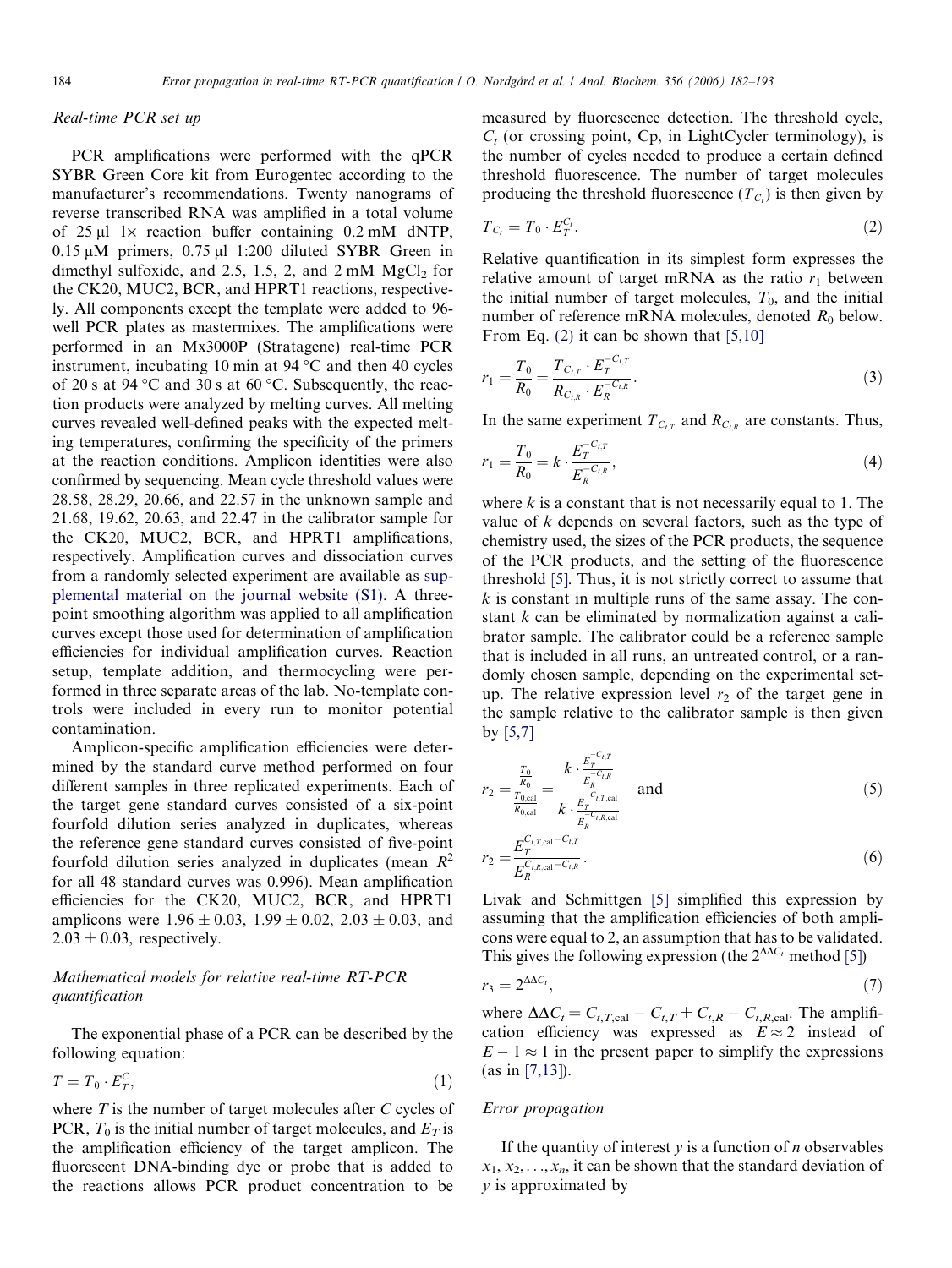*Real-time PCR set up*

PCR amplifications were performed with the qPCR SYBR Green Core kit from Eurogentec according to the manufacturer's recommendations. Twenty nanograms of reverse transcribed RNA was amplified in a total volume of 25 μl 1× reaction buffer containing 0.2 mM dNTP, 0.15 μM primers, 0.75 μl 1:200 diluted SYBR Green in dimethyl sulfoxide, and 2.5, 1.5, 2, and 2 mM $MgCl_2$ for the CK20, MUC2, BCR, and HPRT1 reactions, respectively. All components except the template were added to 96-well PCR plates as mastermixes. The amplifications were performed in an Mx3000P (Stratagene) real-time PCR instrument, incubating 10 min at 94 °C and then 40 cycles of 20 s at 94 °C and 30 s at 60 °C. Subsequently, the reaction products were analyzed by melting curves. All melting curves revealed well-defined peaks with the expected melting temperatures, confirming the specificity of the primers at the reaction conditions. Amplicon identities were also confirmed by sequencing. Mean cycle threshold values were 28.58, 28.29, 20.66, and 22.57 in the unknown sample and 21.68, 19.62, 20.63, and 22.47 in the calibrator sample for the CK20, MUC2, BCR, and HPRT1 amplifications, respectively. Amplification curves and dissociation curves from a randomly selected experiment are available as supplemental material on the journal website (S1). A three-point smoothing algorithm was applied to all amplification curves except those used for determination of amplification efficiencies for individual amplification curves. Reaction setup, template addition, and thermocycling were performed in three separate areas of the lab. No-template controls were included in every run to monitor potential contamination.

Amplicon-specific amplification efficiencies were determined by the standard curve method performed on four different samples in three replicated experiments. Each of the target gene standard curves consisted of a six-point fourfold dilution series analyzed in duplicates, whereas the reference gene standard curves consisted of five-point fourfold dilution series analyzed in duplicates (mean $R^2$ for all 48 standard curves was 0.996). Mean amplification efficiencies for the CK20, MUC2, BCR, and HPRT1 amplicons were $1.96 \pm 0.03$, $1.99 \pm 0.02$, $2.03 \pm 0.03$, and $2.03 \pm 0.03$, respectively.

*Mathematical models for relative real-time RT-PCR quantification*

The exponential phase of a PCR can be described by the following equation:

$$T = T_0 \cdot E_T^C, \tag{1}$$

where $T$ is the number of target molecules after $C$ cycles of PCR, $T_0$ is the initial number of target molecules, and $E_T$ is the amplification efficiency of the target amplicon. The fluorescent DNA-binding dye or probe that is added to the reactions allows PCR product concentration to be measured by fluorescence detection. The threshold cycle, $C_t$ (or crossing point, Cp, in LightCycler terminology), is the number of cycles needed to produce a certain defined threshold fluorescence. The number of target molecules producing the threshold fluorescence ($T_{C_t}$) is then given by

$$T_{C_t} = T_0 \cdot E_T^{C_t}. \tag{2}$$

Relative quantification in its simplest form expresses the relative amount of target mRNA as the ratio $r_1$ between the initial number of target molecules, $T_0$, and the initial number of reference mRNA molecules, denoted $R_0$ below. From Eq. (2) it can be shown that [5,10]

$$r_1 = \frac{T_0}{R_0} = \frac{T_{C_{t,T}} \cdot E_T^{-C_{t,T}}}{R_{C_{t,R}} \cdot E_R^{-C_{t,R}}}. \tag{3}$$

In the same experiment $T_{C_{t,T}}$ and $R_{C_{t,R}}$ are constants. Thus,

$$r_1 = \frac{T_0}{R_0} = k \cdot \frac{E_T^{-C_{t,T}}}{E_R^{-C_{t,R}}}, \tag{4}$$

where $k$ is a constant that is not necessarily equal to 1. The value of $k$ depends on several factors, such as the type of chemistry used, the sizes of the PCR products, the sequence of the PCR products, and the setting of the fluorescence threshold [5]. Thus, it is not strictly correct to assume that $k$ is constant in multiple runs of the same assay. The constant $k$ can be eliminated by normalization against a calibrator sample. The calibrator could be a reference sample that is included in all runs, an untreated control, or a randomly chosen sample, depending on the experimental setup. The relative expression level $r_2$ of the target gene in the sample relative to the calibrator sample is then given by [5,7]

$$r_2 = \frac{\frac{T_0}{R_0}}{\frac{T_{0,\text{cal}}}{R_{0,\text{cal}}}} = \frac{k \cdot \frac{E_T^{-C_{t,T}}}{E_R^{-C_{t,R}}}}{k \cdot \frac{E_T^{-C_{t,T,\text{cal}}}}{E_R^{-C_{t,R,\text{cal}}}}} \quad \text{and} \tag{5}$$

$$r_2 = \frac{E_T^{C_{t,T,\text{cal}} - C_{t,T}}}{E_R^{C_{t,R,\text{cal}} - C_{t,R}}}. \tag{6}$$

Livak and Schmittgen [5] simplified this expression by assuming that the amplification efficiencies of both amplicons were equal to 2, an assumption that has to be validated. This gives the following expression (the $2^{\Delta\Delta C_t}$ method [5])

$$r_3 = 2^{\Delta\Delta C_t}, \tag{7}$$

where $\Delta\Delta C_t = C_{t,T,\text{cal}} - C_{t,T} + C_{t,R} - C_{t,R,\text{cal}}$. The amplification efficiency was expressed as $E \approx 2$ instead of $E - 1 \approx 1$ in the present paper to simplify the expressions (as in [7,13]).

*Error propagation*

If the quantity of interest $y$ is a function of $n$ observables $x_1, x_2, \ldots, x_n$, it can be shown that the standard deviation of $y$ is approximated by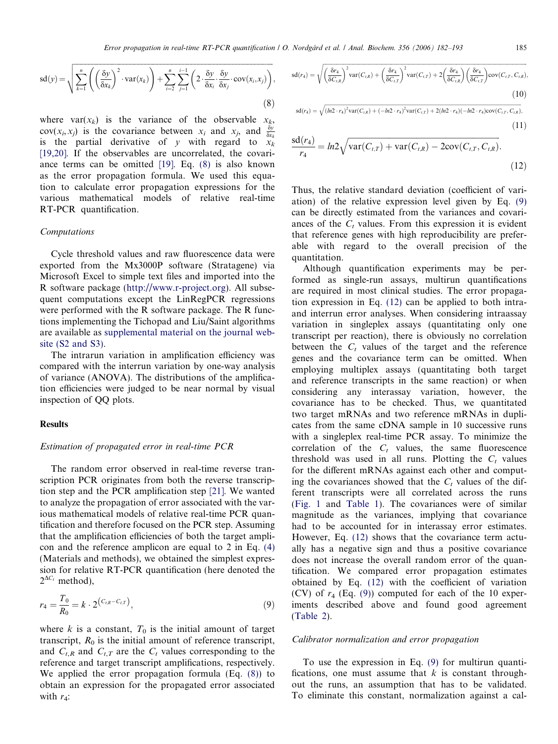$$\text{sd}(y) = \sqrt{\sum_{k=1}^{n}\left(\left(\frac{\delta y}{\delta x_k}\right)^2 \cdot \text{var}(x_k)\right) + \sum_{i=2}^{n}\sum_{j=1}^{i-1}\left(2 \cdot \frac{\delta y}{\delta x_i} \cdot \frac{\delta y}{\delta x_j} \cdot \text{cov}(x_i, x_j)\right)}, \tag{8}$$

where $\text{var}(x_k)$ is the variance of the observable $x_k$, $\text{cov}(x_i, x_j)$ is the covariance between $x_i$ and $x_j$, and $\frac{\delta y}{\delta x_k}$ is the partial derivative of $y$ with regard to $x_k$ [19,20]. If the observables are uncorrelated, the covariance terms can be omitted [19]. Eq. (8) is also known as the error propagation formula. We used this equation to calculate error propagation expressions for the various mathematical models of relative real-time RT-PCR quantification.

### Computations

Cycle threshold values and raw fluorescence data were exported from the Mx3000P software (Stratagene) via Microsoft Excel to simple text files and imported into the R software package (http://www.r-project.org). All subsequent computations except the LinRegPCR regressions were performed with the R software package. The R functions implementing the Tichopad and Liu/Saint algorithms are available as supplemental material on the journal web site (S2 and S3).

The intrarun variation in amplification efficiency was compared with the interrun variation by one-way analysis of variance (ANOVA). The distributions of the amplification efficiencies were judged to be near normal by visual inspection of QQ plots.

## Results

### Estimation of propagated error in real-time PCR

The random error observed in real-time reverse transcription PCR originates from both the reverse transcription step and the PCR amplification step [21]. We wanted to analyze the propagation of error associated with the various mathematical models of relative real-time PCR quantification and therefore focused on the PCR step. Assuming that the amplification efficiencies of both the target amplicon and the reference amplicon are equal to 2 in Eq. (4) (Materials and methods), we obtained the simplest expression for relative RT-PCR quantification (here denoted the $2^{\Delta C_t}$ method),

$$r_4 = \frac{T_0}{R_0} = k \cdot 2^{(C_{t,R} - C_{t,T})}, \tag{9}$$

where $k$ is a constant, $T_0$ is the initial amount of target transcript, $R_0$ is the initial amount of reference transcript, and $C_{t,R}$ and $C_{t,T}$ are the $C_t$ values corresponding to the reference and target transcript amplifications, respectively. We applied the error propagation formula (Eq. (8)) to obtain an expression for the propagated error associated with $r_4$:

$$\text{sd}(r_4) = \sqrt{\left(\frac{\delta r_4}{\delta C_{t,R}}\right)^2 \text{var}(C_{t,R}) + \left(\frac{\delta r_4}{\delta C_{t,T}}\right)^2 \text{var}(C_{t,T}) + 2\left(\frac{\delta r_4}{\delta C_{t,R}}\right)\left(\frac{\delta r_4}{\delta C_{t,T}}\right)\text{cov}(C_{t,T}, C_{t,R})}, \tag{10}$$

$$\text{sd}(r_4) = \sqrt{(ln2 \cdot r_4)^2 \text{var}(C_{t,R}) + (-ln2 \cdot r_4)^2 \text{var}(C_{t,T}) + 2(ln2 \cdot r_4)(-ln2 \cdot r_4)\text{cov}(C_{t,T}, C_{t,R})}, \tag{11}$$

$$\frac{\text{sd}(r_4)}{r_4} = ln2\sqrt{\text{var}(C_{t,T}) + \text{var}(C_{t,R}) - 2\text{cov}(C_{t,T}, C_{t,R})}. \tag{12}$$

Thus, the relative standard deviation (coefficient of variation) of the relative expression level given by Eq. (9) can be directly estimated from the variances and covariances of the $C_t$ values. From this expression it is evident that reference genes with high reproducibility are preferable with regard to the overall precision of the quantitation.

Although quantification experiments may be performed as single-run assays, multirun quantifications are required in most clinical studies. The error propagation expression in Eq. (12) can be applied to both intra- and interrun error analyses. When considering intraassay variation in singleplex assays (quantitating only one transcript per reaction), there is obviously no correlation between the $C_t$ values of the target and the reference genes and the covariance term can be omitted. When employing multiplex assays (quantitating both target and reference transcripts in the same reaction) or when considering any interassay variation, however, the covariance has to be checked. Thus, we quantitated two target mRNAs and two reference mRNAs in duplicates from the same cDNA sample in 10 successive runs with a singleplex real-time PCR assay. To minimize the correlation of the $C_t$ values, the same fluorescence threshold was used in all runs. Plotting the $C_t$ values for the different mRNAs against each other and computing the covariances showed that the $C_t$ values of the different transcripts were all correlated across the runs (Fig. 1 and Table 1). The covariances were of similar magnitude as the variances, implying that covariance had to be accounted for in interassay error estimates. However, Eq. (12) shows that the covariance term actually has a negative sign and thus a positive covariance does not increase the overall random error of the quantification. We compared error propagation estimates obtained by Eq. (12) with the coefficient of variation (CV) of $r_4$ (Eq. (9)) computed for each of the 10 experiments described above and found good agreement (Table 2).

### Calibrator normalization and error propagation

To use the expression in Eq. (9) for multirun quantifications, one must assume that $k$ is constant throughout the runs, an assumption that has to be validated. To eliminate this constant, normalization against a cal-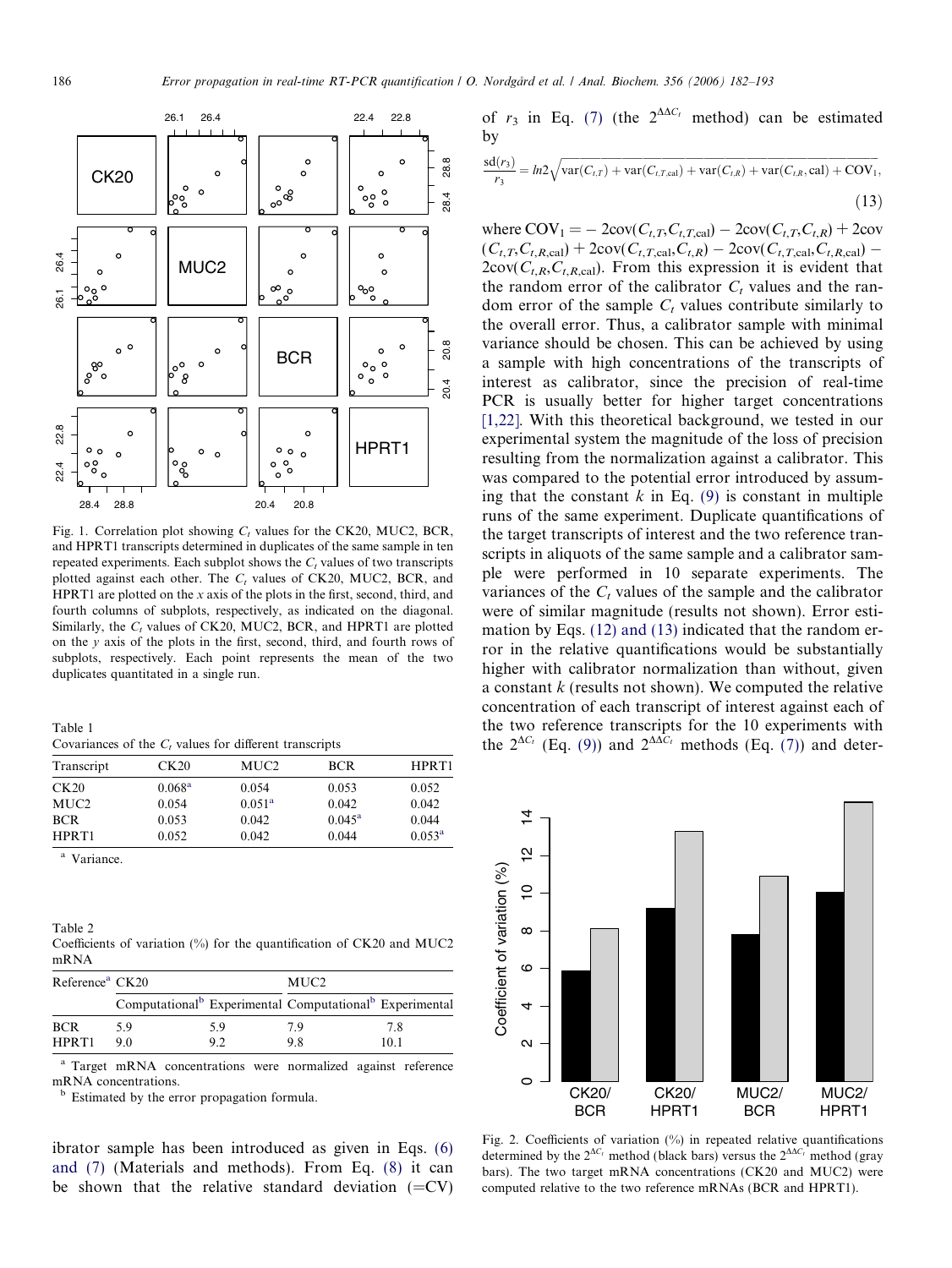Fig. 1. Correlation plot showing $C_t$ values for the CK20, MUC2, BCR, and HPRT1 transcripts determined in duplicates of the same sample in ten repeated experiments. Each subplot shows the $C_t$ values of two transcripts plotted against each other. The $C_t$ values of CK20, MUC2, BCR, and HPRT1 are plotted on the x axis of the plots in the first, second, third, and fourth columns of subplots, respectively, as indicated on the diagonal. Similarly, the $C_t$ values of CK20, MUC2, BCR, and HPRT1 are plotted on the y axis of the plots in the first, second, third, and fourth rows of subplots, respectively. Each point represents the mean of the two duplicates quantitated in a single run.

Table 1
Covariances of the $C_t$ values for different transcripts

| Transcript | CK20 | MUC2 | BCR | HPRT1 |
|---|---|---|---|---|
| CK20 | 0.068[a] | 0.054 | 0.053 | 0.052 |
| MUC2 | 0.054 | 0.051[a] | 0.042 | 0.042 |
| BCR | 0.053 | 0.042 | 0.045[a] | 0.044 |
| HPRT1 | 0.052 | 0.042 | 0.044 | 0.053[a] |

[a] Variance.

Table 2
Coefficients of variation (%) for the quantification of CK20 and MUC2 mRNA

| Reference[a] | CK20 | | MUC2 | |
|---|---|---|---|---|
| | Computational[b] | Experimental | Computational[b] | Experimental |
| BCR | 5.9 | 5.9 | 7.9 | 7.8 |
| HPRT1 | 9.0 | 9.2 | 9.8 | 10.1 |

[a] Target mRNA concentrations were normalized against reference mRNA concentrations.
[b] Estimated by the error propagation formula.

ibrator sample has been introduced as given in Eqs. (6) and (7) (Materials and methods). From Eq. (8) it can be shown that the relative standard deviation (=CV) of $r_3$ in Eq. (7) (the $2^{\Delta\Delta C_t}$ method) can be estimated by

$$\frac{\text{sd}(r_3)}{r_3} = ln2\sqrt{\text{var}(C_{t,T}) + \text{var}(C_{t,T,\text{cal}}) + \text{var}(C_{t,R}) + \text{var}(C_{t,R},\text{cal}) + \text{COV}_1}, \tag{13}$$

where $\text{COV}_1 = -2\text{cov}(C_{t,T}, C_{t,T,\text{cal}}) - 2\text{cov}(C_{t,T}, C_{t,R}) + 2\text{cov}(C_{t,T}, C_{t,R,\text{cal}}) + 2\text{cov}(C_{t,T,\text{cal}}, C_{t,R}) - 2\text{cov}(C_{t,T,\text{cal}}, C_{t,R,\text{cal}}) - 2\text{cov}(C_{t,R}, C_{t,R,\text{cal}})$. From this expression it is evident that the random error of the calibrator $C_t$ values and the random error of the sample $C_t$ values contribute similarly to the overall error. Thus, a calibrator sample with minimal variance should be chosen. This can be achieved by using a sample with high concentrations of the transcripts of interest as calibrator, since the precision of real-time PCR is usually better for higher target concentrations [1,22]. With this theoretical background, we tested in our experimental system the magnitude of the loss of precision resulting from the normalization against a calibrator. This was compared to the potential error introduced by assuming that the constant $k$ in Eq. (9) is constant in multiple runs of the same experiment. Duplicate quantifications of the target transcripts of interest and the two reference transcripts in aliquots of the same sample and a calibrator sample were performed in 10 separate experiments. The variances of the $C_t$ values of the sample and the calibrator were of similar magnitude (results not shown). Error estimation by Eqs. (12) and (13) indicated that the random error in the relative quantifications would be substantially higher with calibrator normalization than without, given a constant $k$ (results not shown). We computed the relative concentration of each transcript of interest against each of the two reference transcripts for the 10 experiments with the $2^{\Delta C_t}$ (Eq. (9)) and $2^{\Delta\Delta C_t}$ methods (Eq. (7)) and deter-

Fig. 2. Coefficients of variation (%) in repeated relative quantifications determined by the $2^{\Delta C_t}$ method (black bars) versus the $2^{\Delta\Delta C_t}$ method (gray bars). The two target mRNA concentrations (CK20 and MUC2) were computed relative to the two reference mRNAs (BCR and HPRT1).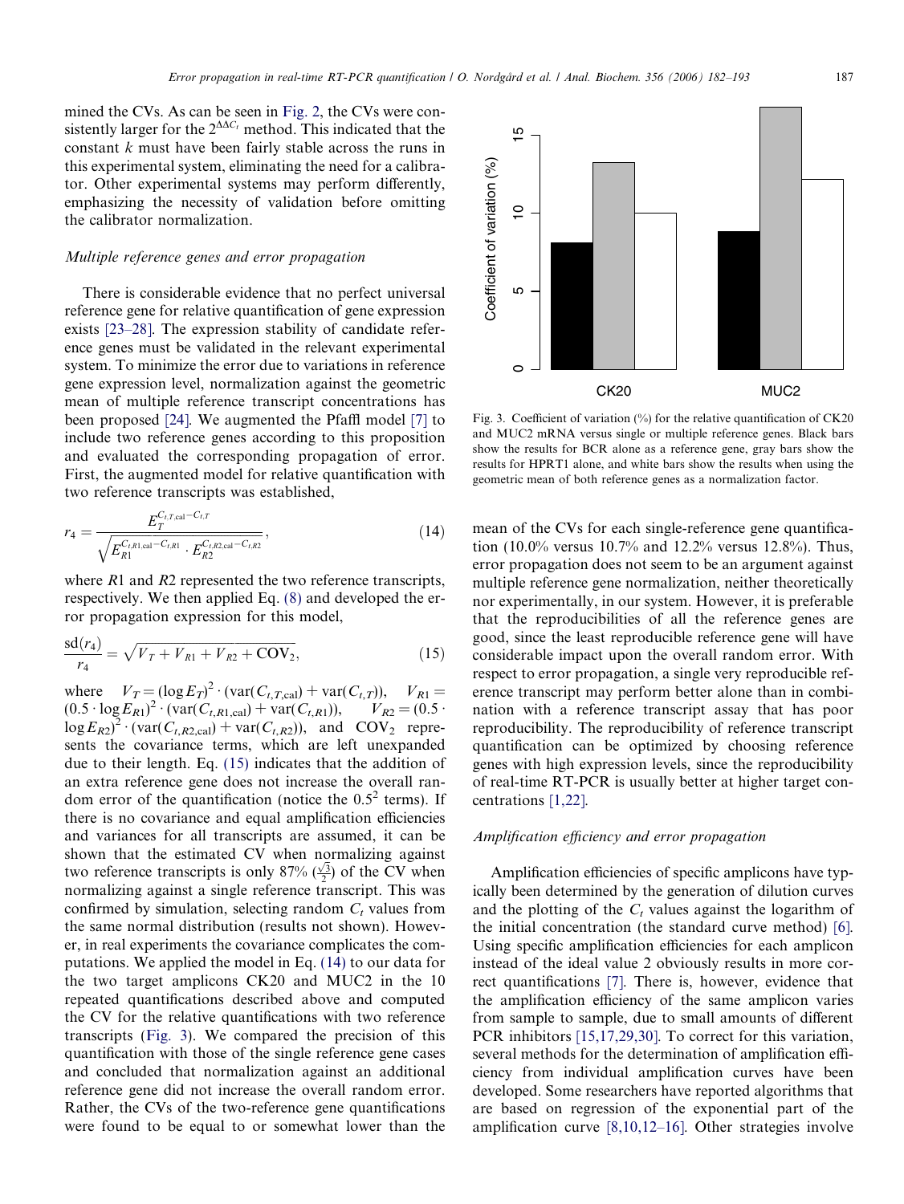mined the CVs. As can be seen in Fig. 2, the CVs were consistently larger for the $2^{\Delta\Delta C_t}$ method. This indicated that the constant $k$ must have been fairly stable across the runs in this experimental system, eliminating the need for a calibrator. Other experimental systems may perform differently, emphasizing the necessity of validation before omitting the calibrator normalization.

### *Multiple reference genes and error propagation*

There is considerable evidence that no perfect universal reference gene for relative quantification of gene expression exists [23–28]. The expression stability of candidate reference genes must be validated in the relevant experimental system. To minimize the error due to variations in reference gene expression level, normalization against the geometric mean of multiple reference transcript concentrations has been proposed [24]. We augmented the Pfaffl model [7] to include two reference genes according to this proposition and evaluated the corresponding propagation of error. First, the augmented model for relative quantification with two reference transcripts was established,

$$r_4 = \frac{E_T^{C_{t,T,\mathrm{cal}}-C_{t,T}}}{\sqrt{E_{R1}^{C_{t,R1,\mathrm{cal}}-C_{t,R1}} \cdot E_{R2}^{C_{t,R2,\mathrm{cal}}-C_{t,R2}}}}, \tag{14}$$

where $R1$ and $R2$ represented the two reference transcripts, respectively. We then applied Eq. (8) and developed the error propagation expression for this model,

$$\frac{\mathrm{sd}(r_4)}{r_4} = \sqrt{V_T + V_{R1} + V_{R2} + \mathrm{COV}_2}, \tag{15}$$

where $V_T = (\log E_T)^2 \cdot (\mathrm{var}(C_{t,T,\mathrm{cal}}) + \mathrm{var}(C_{t,T}))$, $V_{R1} = (0.5 \cdot \log E_{R1})^2 \cdot (\mathrm{var}(C_{t,R1,\mathrm{cal}}) + \mathrm{var}(C_{t,R1}))$, $V_{R2} = (0.5 \cdot \log E_{R2})^2 \cdot (\mathrm{var}(C_{t,R2,\mathrm{cal}}) + \mathrm{var}(C_{t,R2}))$, and $\mathrm{COV}_2$ represents the covariance terms, which are left unexpanded due to their length. Eq. (15) indicates that the addition of an extra reference gene does not increase the overall random error of the quantification (notice the $0.5^2$ terms). If there is no covariance and equal amplification efficiencies and variances for all transcripts are assumed, it can be shown that the estimated CV when normalizing against two reference transcripts is only 87% ($\frac{\sqrt{3}}{2}$) of the CV when normalizing against a single reference transcript. This was confirmed by simulation, selecting random $C_t$ values from the same normal distribution (results not shown). However, in real experiments the covariance complicates the computations. We applied the model in Eq. (14) to our data for the two target amplicons CK20 and MUC2 in the 10 repeated quantifications described above and computed the CV for the relative quantifications with two reference transcripts (Fig. 3). We compared the precision of this quantification with those of the single reference gene cases and concluded that normalization against an additional reference gene did not increase the overall random error. Rather, the CVs of the two-reference gene quantifications were found to be equal to or somewhat lower than the mean of the CVs for each single-reference gene quantification (10.0% versus 10.7% and 12.2% versus 12.8%). Thus, error propagation does not seem to be an argument against multiple reference gene normalization, neither theoretically nor experimentally, in our system. However, it is preferable that the reproducibilities of all the reference genes are good, since the least reproducible reference gene will have considerable impact upon the overall random error. With respect to error propagation, a single very reproducible reference transcript may perform better alone than in combination with a reference transcript assay that has poor reproducibility. The reproducibility of reference transcript quantification can be optimized by choosing reference genes with high expression levels, since the reproducibility of real-time RT-PCR is usually better at higher target concentrations [1,22].

Fig. 3. Coefficient of variation (%) for the relative quantification of CK20 and MUC2 mRNA versus single or multiple reference genes. Black bars show the results for BCR alone as a reference gene, gray bars show the results for HPRT1 alone, and white bars show the results when using the geometric mean of both reference genes as a normalization factor.

### *Amplification efficiency and error propagation*

Amplification efficiencies of specific amplicons have typically been determined by the generation of dilution curves and the plotting of the $C_t$ values against the logarithm of the initial concentration (the standard curve method) [6]. Using specific amplification efficiencies for each amplicon instead of the ideal value 2 obviously results in more correct quantifications [7]. There is, however, evidence that the amplification efficiency of the same amplicon varies from sample to sample, due to small amounts of different PCR inhibitors [15,17,29,30]. To correct for this variation, several methods for the determination of amplification efficiency from individual amplification curves have been developed. Some researchers have reported algorithms that are based on regression of the exponential part of the amplification curve [8,10,12–16]. Other strategies involve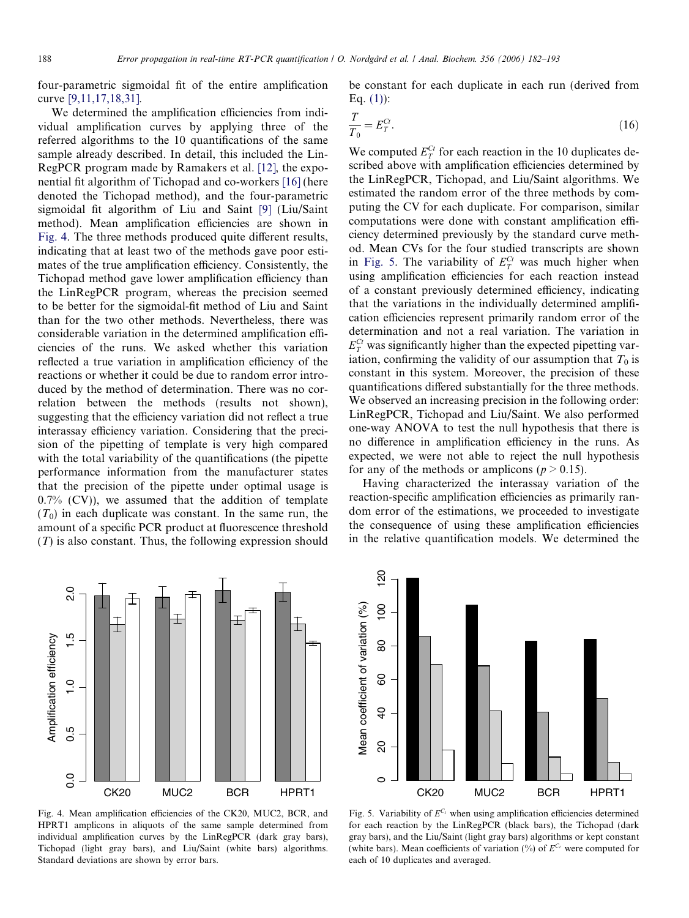four-parametric sigmoidal fit of the entire amplification curve [9,11,17,18,31].

We determined the amplification efficiencies from individual amplification curves by applying three of the referred algorithms to the 10 quantifications of the same sample already described. In detail, this included the LinRegPCR program made by Ramakers et al. [12], the exponential fit algorithm of Tichopad and co-workers [16] (here denoted the Tichopad method), and the four-parametric sigmoidal fit algorithm of Liu and Saint [9] (Liu/Saint method). Mean amplification efficiencies are shown in Fig. 4. The three methods produced quite different results, indicating that at least two of the methods gave poor estimates of the true amplification efficiency. Consistently, the Tichopad method gave lower amplification efficiency than the LinRegPCR program, whereas the precision seemed to be better for the sigmoidal-fit method of Liu and Saint than for the two other methods. Nevertheless, there was considerable variation in the determined amplification efficiencies of the runs. We asked whether this variation reflected a true variation in amplification efficiency of the reactions or whether it could be due to random error introduced by the method of determination. There was no correlation between the methods (results not shown), suggesting that the efficiency variation did not reflect a true interassay efficiency variation. Considering that the precision of the pipetting of template is very high compared with the total variability of the quantifications (the pipette performance information from the manufacturer states that the precision of the pipette under optimal usage is 0.7% (CV)), we assumed that the addition of template ($T_0$) in each duplicate was constant. In the same run, the amount of a specific PCR product at fluorescence threshold ($T$) is also constant. Thus, the following expression should be constant for each duplicate in each run (derived from Eq. (1)):

$$\frac{T}{T_0} = E_T^{Ct}. \tag{16}$$

We computed $E_T^{Ct}$ for each reaction in the 10 duplicates described above with amplification efficiencies determined by the LinRegPCR, Tichopad, and Liu/Saint algorithms. We estimated the random error of the three methods by computing the CV for each duplicate. For comparison, similar computations were done with constant amplification efficiency determined previously by the standard curve method. Mean CVs for the four studied transcripts are shown in Fig. 5. The variability of $E_T^{Ct}$ was much higher when using amplification efficiencies for each reaction instead of a constant previously determined efficiency, indicating that the variations in the individually determined amplification efficiencies represent primarily random error of the determination and not a real variation. The variation in $E_T^{Ct}$ was significantly higher than the expected pipetting variation, confirming the validity of our assumption that $T_0$ is constant in this system. Moreover, the precision of these quantifications differed substantially for the three methods. We observed an increasing precision in the following order: LinRegPCR, Tichopad and Liu/Saint. We also performed one-way ANOVA to test the null hypothesis that there is no difference in amplification efficiency in the runs. As expected, we were not able to reject the null hypothesis for any of the methods or amplicons ($p > 0.15$).

Having characterized the interassay variation of the reaction-specific amplification efficiencies as primarily random error of the estimations, we proceeded to investigate the consequence of using these amplification efficiencies in the relative quantification models. We determined the

Fig. 4. Mean amplification efficiencies of the CK20, MUC2, BCR, and HPRT1 amplicons in aliquots of the same sample determined from individual amplification curves by the LinRegPCR (dark gray bars), Tichopad (light gray bars), and Liu/Saint (white bars) algorithms. Standard deviations are shown by error bars.

Fig. 5. Variability of $E^{C_t}$ when using amplification efficiencies determined for each reaction by the LinRegPCR (black bars), the Tichopad (dark gray bars), and the Liu/Saint (light gray bars) algorithms or kept constant (white bars). Mean coefficients of variation (%) of $E^{C_t}$ were computed for each of 10 duplicates and averaged.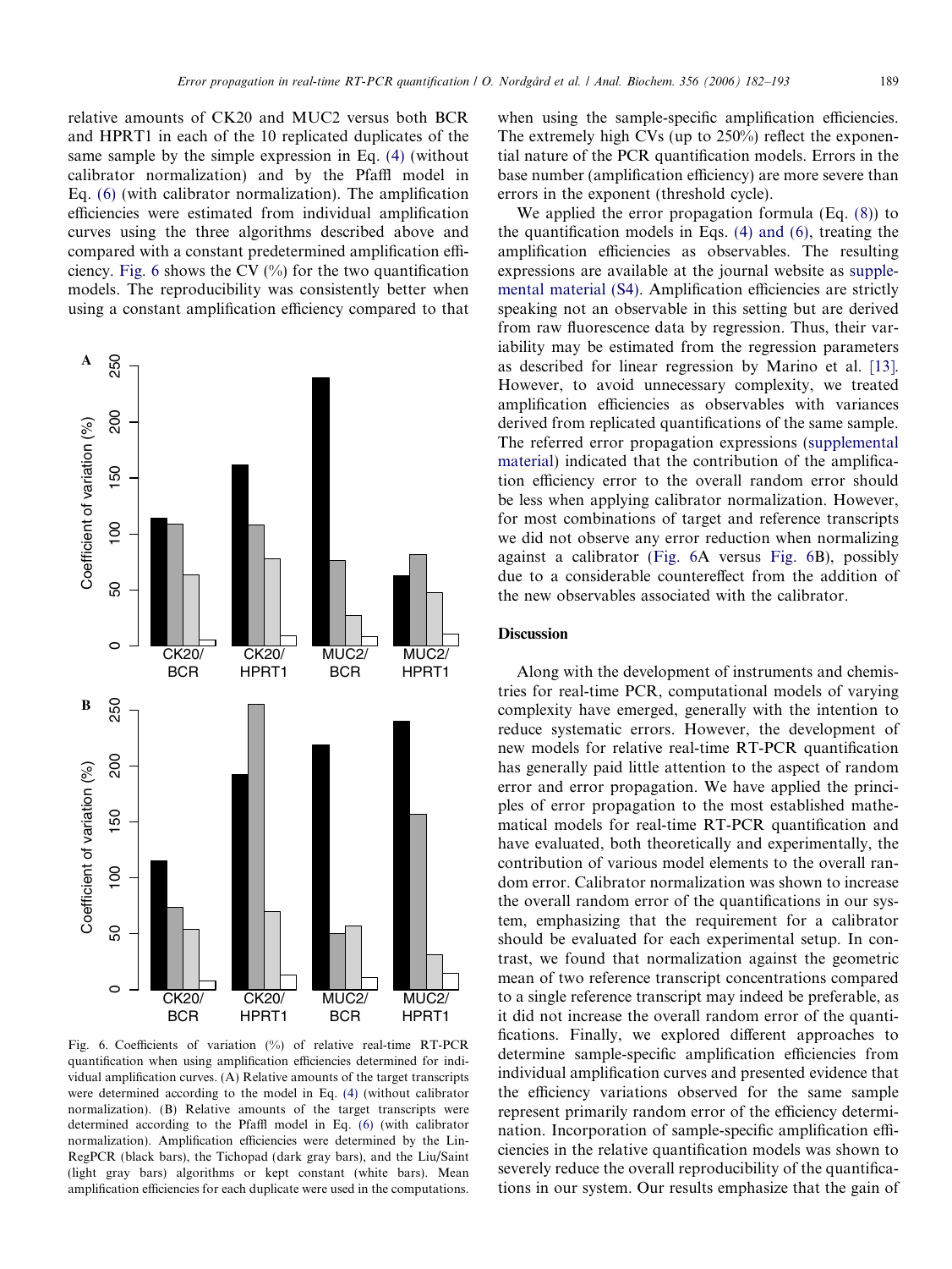relative amounts of CK20 and MUC2 versus both BCR and HPRT1 in each of the 10 replicated duplicates of the same sample by the simple expression in Eq. (4) (without calibrator normalization) and by the Pfaffl model in Eq. (6) (with calibrator normalization). The amplification efficiencies were estimated from individual amplification curves using the three algorithms described above and compared with a constant predetermined amplification efficiency. Fig. 6 shows the CV (%) for the two quantification models. The reproducibility was consistently better when using a constant amplification efficiency compared to that when using the sample-specific amplification efficiencies. The extremely high CVs (up to 250%) reflect the exponential nature of the PCR quantification models. Errors in the base number (amplification efficiency) are more severe than errors in the exponent (threshold cycle).

Fig. 6. Coefficients of variation (%) of relative real-time RT-PCR quantification when using amplification efficiencies determined for individual amplification curves. (A) Relative amounts of the target transcripts were determined according to the model in Eq. (4) (without calibrator normalization). (B) Relative amounts of the target transcripts were determined according to the Pfaffl model in Eq. (6) (with calibrator normalization). Amplification efficiencies were determined by the LinRegPCR (black bars), the Tichopad (dark gray bars), and the Liu/Saint (light gray bars) algorithms or kept constant (white bars). Mean amplification efficiencies for each duplicate were used in the computations.

We applied the error propagation formula (Eq. (8)) to the quantification models in Eqs. (4) and (6), treating the amplification efficiencies as observables. The resulting expressions are available at the journal website as supplemental material (S4). Amplification efficiencies are strictly speaking not an observable in this setting but are derived from raw fluorescence data by regression. Thus, their variability may be estimated from the regression parameters as described for linear regression by Marino et al. [13]. However, to avoid unnecessary complexity, we treated amplification efficiencies as observables with variances derived from replicated quantifications of the same sample. The referred error propagation expressions (supplemental material) indicated that the contribution of the amplification efficiency error to the overall random error should be less when applying calibrator normalization. However, for most combinations of target and reference transcripts we did not observe any error reduction when normalizing against a calibrator (Fig. 6A versus Fig. 6B), possibly due to a considerable countereffect from the addition of the new observables associated with the calibrator.

## Discussion

Along with the development of instruments and chemistries for real-time PCR, computational models of varying complexity have emerged, generally with the intention to reduce systematic errors. However, the development of new models for relative real-time RT-PCR quantification has generally paid little attention to the aspect of random error and error propagation. We have applied the principles of error propagation to the most established mathematical models for real-time RT-PCR quantification and have evaluated, both theoretically and experimentally, the contribution of various model elements to the overall random error. Calibrator normalization was shown to increase the overall random error of the quantifications in our system, emphasizing that the requirement for a calibrator should be evaluated for each experimental setup. In contrast, we found that normalization against the geometric mean of two reference transcript concentrations compared to a single reference transcript may indeed be preferable, as it did not increase the overall random error of the quantifications. Finally, we explored different approaches to determine sample-specific amplification efficiencies from individual amplification curves and presented evidence that the efficiency variations observed for the same sample represent primarily random error of the efficiency determination. Incorporation of sample-specific amplification efficiencies in the relative quantification models was shown to severely reduce the overall reproducibility of the quantifications in our system. Our results emphasize that the gain of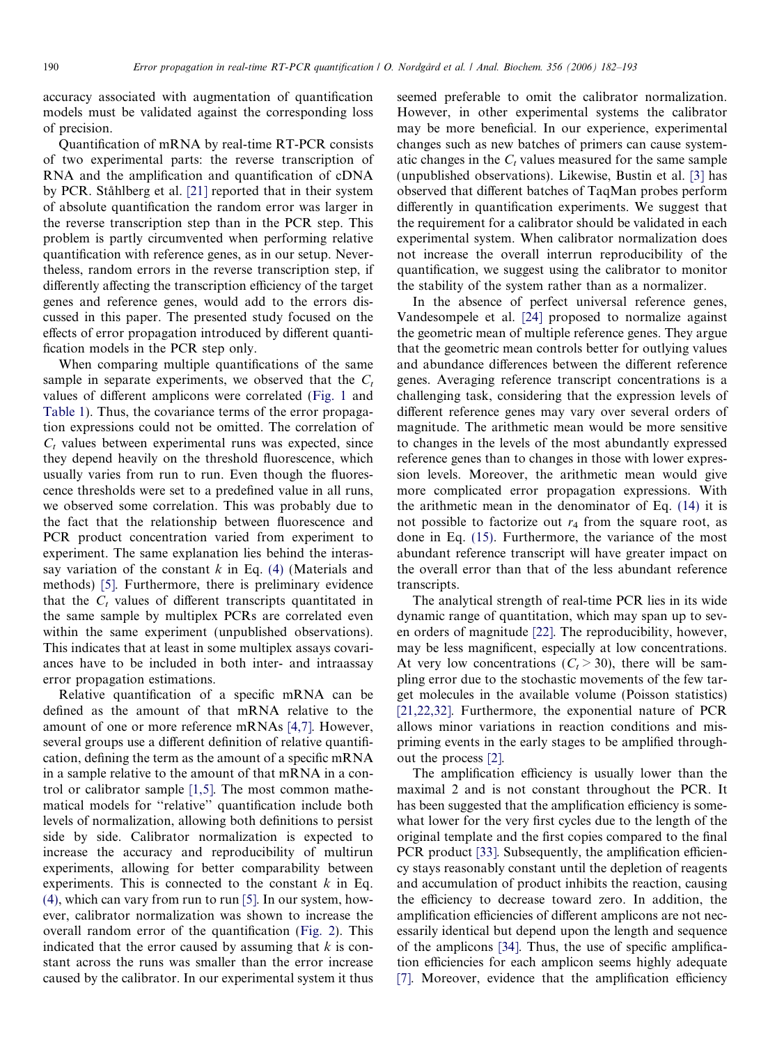accuracy associated with augmentation of quantification models must be validated against the corresponding loss of precision.

Quantification of mRNA by real-time RT-PCR consists of two experimental parts: the reverse transcription of RNA and the amplification and quantification of cDNA by PCR. Ståhlberg et al. [21] reported that in their system of absolute quantification the random error was larger in the reverse transcription step than in the PCR step. This problem is partly circumvented when performing relative quantification with reference genes, as in our setup. Nevertheless, random errors in the reverse transcription step, if differently affecting the transcription efficiency of the target genes and reference genes, would add to the errors discussed in this paper. The presented study focused on the effects of error propagation introduced by different quantification models in the PCR step only.

When comparing multiple quantifications of the same sample in separate experiments, we observed that the $C_t$ values of different amplicons were correlated (Fig. 1 and Table 1). Thus, the covariance terms of the error propagation expressions could not be omitted. The correlation of $C_t$ values between experimental runs was expected, since they depend heavily on the threshold fluorescence, which usually varies from run to run. Even though the fluorescence thresholds were set to a predefined value in all runs, we observed some correlation. This was probably due to the fact that the relationship between fluorescence and PCR product concentration varied from experiment to experiment. The same explanation lies behind the interassay variation of the constant $k$ in Eq. (4) (Materials and methods) [5]. Furthermore, there is preliminary evidence that the $C_t$ values of different transcripts quantitated in the same sample by multiplex PCRs are correlated even within the same experiment (unpublished observations). This indicates that at least in some multiplex assays covariances have to be included in both inter- and intraassay error propagation estimations.

Relative quantification of a specific mRNA can be defined as the amount of that mRNA relative to the amount of one or more reference mRNAs [4,7]. However, several groups use a different definition of relative quantification, defining the term as the amount of a specific mRNA in a sample relative to the amount of that mRNA in a control or calibrator sample [1,5]. The most common mathematical models for "relative" quantification include both levels of normalization, allowing both definitions to persist side by side. Calibrator normalization is expected to increase the accuracy and reproducibility of multirun experiments, allowing for better comparability between experiments. This is connected to the constant $k$ in Eq. (4), which can vary from run to run [5]. In our system, however, calibrator normalization was shown to increase the overall random error of the quantification (Fig. 2). This indicated that the error caused by assuming that $k$ is constant across the runs was smaller than the error increase caused by the calibrator. In our experimental system it thus seemed preferable to omit the calibrator normalization. However, in other experimental systems the calibrator may be more beneficial. In our experience, experimental changes such as new batches of primers can cause systematic changes in the $C_t$ values measured for the same sample (unpublished observations). Likewise, Bustin et al. [3] has observed that different batches of TaqMan probes perform differently in quantification experiments. We suggest that the requirement for a calibrator should be validated in each experimental system. When calibrator normalization does not increase the overall interrun reproducibility of the quantification, we suggest using the calibrator to monitor the stability of the system rather than as a normalizer.

In the absence of perfect universal reference genes, Vandesompele et al. [24] proposed to normalize against the geometric mean of multiple reference genes. They argue that the geometric mean controls better for outlying values and abundance differences between the different reference genes. Averaging reference transcript concentrations is a challenging task, considering that the expression levels of different reference genes may vary over several orders of magnitude. The arithmetic mean would be more sensitive to changes in the levels of the most abundantly expressed reference genes than to changes in those with lower expression levels. Moreover, the arithmetic mean would give more complicated error propagation expressions. With the arithmetic mean in the denominator of Eq. (14) it is not possible to factorize out $r_4$ from the square root, as done in Eq. (15). Furthermore, the variance of the most abundant reference transcript will have greater impact on the overall error than that of the less abundant reference transcripts.

The analytical strength of real-time PCR lies in its wide dynamic range of quantitation, which may span up to seven orders of magnitude [22]. The reproducibility, however, may be less magnificent, especially at low concentrations. At very low concentrations ($C_t > 30$), there will be sampling error due to the stochastic movements of the few target molecules in the available volume (Poisson statistics) [21,22,32]. Furthermore, the exponential nature of PCR allows minor variations in reaction conditions and mispriming events in the early stages to be amplified throughout the process [2].

The amplification efficiency is usually lower than the maximal 2 and is not constant throughout the PCR. It has been suggested that the amplification efficiency is somewhat lower for the very first cycles due to the length of the original template and the first copies compared to the final PCR product [33]. Subsequently, the amplification efficiency stays reasonably constant until the depletion of reagents and accumulation of product inhibits the reaction, causing the efficiency to decrease toward zero. In addition, the amplification efficiencies of different amplicons are not necessarily identical but depend upon the length and sequence of the amplicons [34]. Thus, the use of specific amplification efficiencies for each amplicon seems highly adequate [7]. Moreover, evidence that the amplification efficiency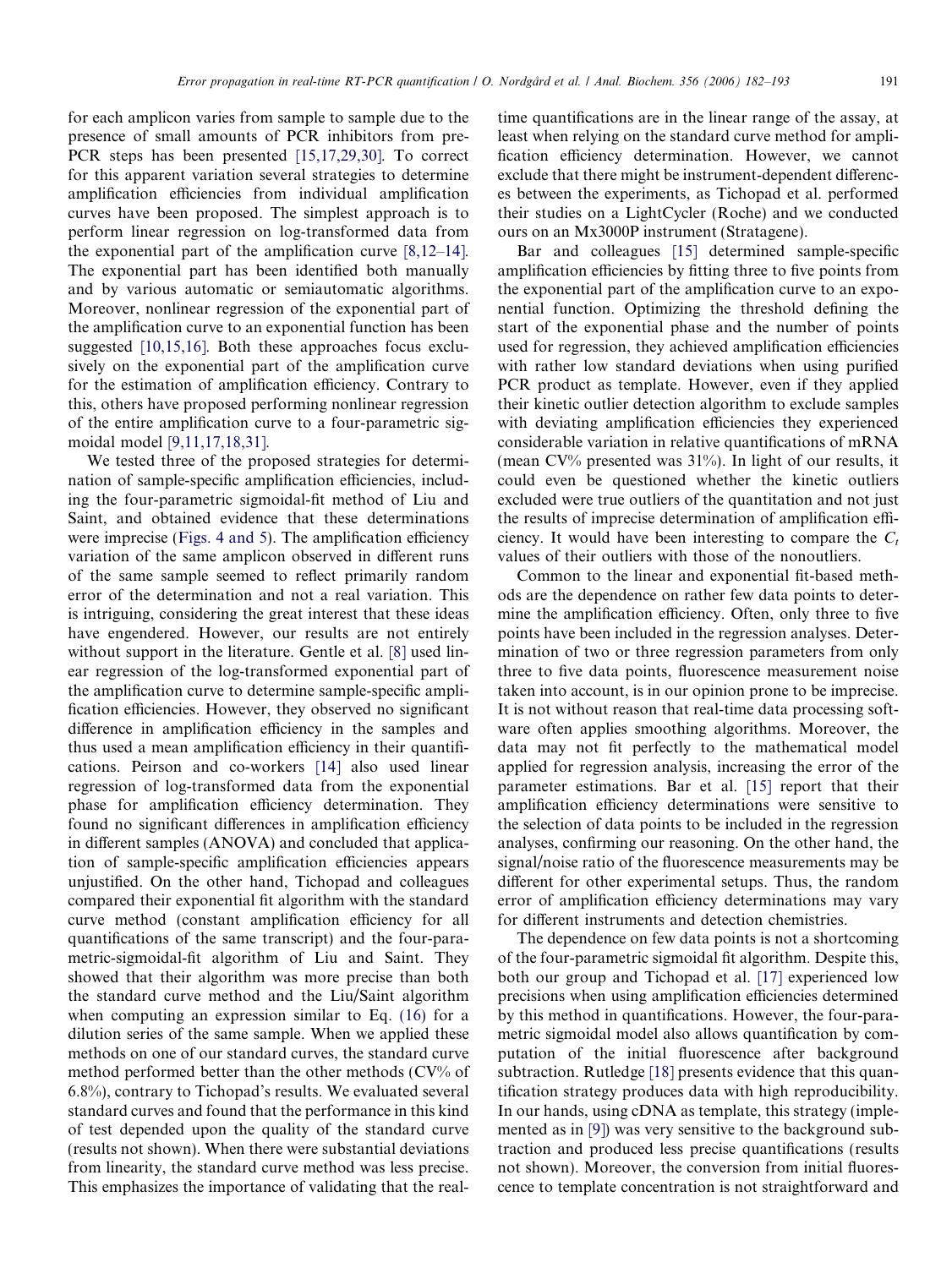for each amplicon varies from sample to sample due to the presence of small amounts of PCR inhibitors from pre-PCR steps has been presented [15,17,29,30]. To correct for this apparent variation several strategies to determine amplification efficiencies from individual amplification curves have been proposed. The simplest approach is to perform linear regression on log-transformed data from the exponential part of the amplification curve [8,12–14]. The exponential part has been identified both manually and by various automatic or semiautomatic algorithms. Moreover, nonlinear regression of the exponential part of the amplification curve to an exponential function has been suggested [10,15,16]. Both these approaches focus exclusively on the exponential part of the amplification curve for the estimation of amplification efficiency. Contrary to this, others have proposed performing nonlinear regression of the entire amplification curve to a four-parametric sigmoidal model [9,11,17,18,31].

We tested three of the proposed strategies for determination of sample-specific amplification efficiencies, including the four-parametric sigmoidal-fit method of Liu and Saint, and obtained evidence that these determinations were imprecise (Figs. 4 and 5). The amplification efficiency variation of the same amplicon observed in different runs of the same sample seemed to reflect primarily random error of the determination and not a real variation. This is intriguing, considering the great interest that these ideas have engendered. However, our results are not entirely without support in the literature. Gentle et al. [8] used linear regression of the log-transformed exponential part of the amplification curve to determine sample-specific amplification efficiencies. However, they observed no significant difference in amplification efficiency in the samples and thus used a mean amplification efficiency in their quantifications. Peirson and co-workers [14] also used linear regression of log-transformed data from the exponential phase for amplification efficiency determination. They found no significant differences in amplification efficiency in different samples (ANOVA) and concluded that application of sample-specific amplification efficiencies appears unjustified. On the other hand, Tichopad and colleagues compared their exponential fit algorithm with the standard curve method (constant amplification efficiency for all quantifications of the same transcript) and the four-parametric-sigmoidal-fit algorithm of Liu and Saint. They showed that their algorithm was more precise than both the standard curve method and the Liu/Saint algorithm when computing an expression similar to Eq. (16) for a dilution series of the same sample. When we applied these methods on one of our standard curves, the standard curve method performed better than the other methods (CV% of 6.8%), contrary to Tichopad's results. We evaluated several standard curves and found that the performance in this kind of test depended upon the quality of the standard curve (results not shown). When there were substantial deviations from linearity, the standard curve method was less precise. This emphasizes the importance of validating that the real-time quantifications are in the linear range of the assay, at least when relying on the standard curve method for amplification efficiency determination. However, we cannot exclude that there might be instrument-dependent differences between the experiments, as Tichopad et al. performed their studies on a LightCycler (Roche) and we conducted ours on an Mx3000P instrument (Stratagene).

Bar and colleagues [15] determined sample-specific amplification efficiencies by fitting three to five points from the exponential part of the amplification curve to an exponential function. Optimizing the threshold defining the start of the exponential phase and the number of points used for regression, they achieved amplification efficiencies with rather low standard deviations when using purified PCR product as template. However, even if they applied their kinetic outlier detection algorithm to exclude samples with deviating amplification efficiencies they experienced considerable variation in relative quantifications of mRNA (mean CV% presented was 31%). In light of our results, it could even be questioned whether the kinetic outliers excluded were true outliers of the quantitation and not just the results of imprecise determination of amplification efficiency. It would have been interesting to compare the $C_t$ values of their outliers with those of the nonoutliers.

Common to the linear and exponential fit-based methods are the dependence on rather few data points to determine the amplification efficiency. Often, only three to five points have been included in the regression analyses. Determination of two or three regression parameters from only three to five data points, fluorescence measurement noise taken into account, is in our opinion prone to be imprecise. It is not without reason that real-time data processing software often applies smoothing algorithms. Moreover, the data may not fit perfectly to the mathematical model applied for regression analysis, increasing the error of the parameter estimations. Bar et al. [15] report that their amplification efficiency determinations were sensitive to the selection of data points to be included in the regression analyses, confirming our reasoning. On the other hand, the signal/noise ratio of the fluorescence measurements may be different for other experimental setups. Thus, the random error of amplification efficiency determinations may vary for different instruments and detection chemistries.

The dependence on few data points is not a shortcoming of the four-parametric sigmoidal fit algorithm. Despite this, both our group and Tichopad et al. [17] experienced low precisions when using amplification efficiencies determined by this method in quantifications. However, the four-parametric sigmoidal model also allows quantification by computation of the initial fluorescence after background subtraction. Rutledge [18] presents evidence that this quantification strategy produces data with high reproducibility. In our hands, using cDNA as template, this strategy (implemented as in [9]) was very sensitive to the background subtraction and produced less precise quantifications (results not shown). Moreover, the conversion from initial fluorescence to template concentration is not straightforward and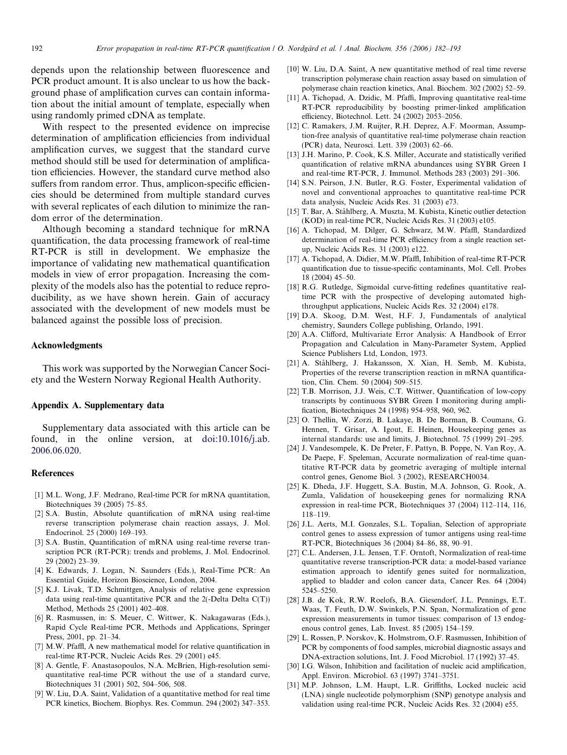depends upon the relationship between fluorescence and PCR product amount. It is also unclear to us how the background phase of amplification curves can contain information about the initial amount of template, especially when using randomly primed cDNA as template.

With respect to the presented evidence on imprecise determination of amplification efficiencies from individual amplification curves, we suggest that the standard curve method should still be used for determination of amplification efficiencies. However, the standard curve method also suffers from random error. Thus, amplicon-specific efficiencies should be determined from multiple standard curves with several replicates of each dilution to minimize the random error of the determination.

Although becoming a standard technique for mRNA quantification, the data processing framework of real-time RT-PCR is still in development. We emphasize the importance of validating new mathematical quantification models in view of error propagation. Increasing the complexity of the models also has the potential to reduce reproducibility, as we have shown herein. Gain of accuracy associated with the development of new models must be balanced against the possible loss of precision.

## Acknowledgments

This work was supported by the Norwegian Cancer Society and the Western Norway Regional Health Authority.

## Appendix A. Supplementary data

Supplementary data associated with this article can be found, in the online version, at doi:10.1016/j.ab.2006.06.020.

## References

[1] M.L. Wong, J.F. Medrano, Real-time PCR for mRNA quantitation, Biotechniques 39 (2005) 75–85.

[2] S.A. Bustin, Absolute quantification of mRNA using real-time reverse transcription polymerase chain reaction assays, J. Mol. Endocrinol. 25 (2000) 169–193.

[3] S.A. Bustin, Quantification of mRNA using real-time reverse transcription PCR (RT-PCR): trends and problems, J. Mol. Endocrinol. 29 (2002) 23–39.

[4] K. Edwards, J. Logan, N. Saunders (Eds.), Real-Time PCR: An Essential Guide, Horizon Bioscience, London, 2004.

[5] K.J. Livak, T.D. Schmittgen, Analysis of relative gene expression data using real-time quantitative PCR and the 2(-Delta Delta C(T)) Method, Methods 25 (2001) 402–408.

[6] R. Rasmussen, in: S. Meuer, C. Wittwer, K. Nakagawaras (Eds.), Rapid Cycle Real-time PCR, Methods and Applications, Springer Press, 2001, pp. 21–34.

[7] M.W. Pfaffl, A new mathematical model for relative quantification in real-time RT-PCR, Nucleic Acids Res. 29 (2001) e45.

[8] A. Gentle, F. Anastasopoulos, N.A. McBrien, High-resolution semi-quantitative real-time PCR without the use of a standard curve, Biotechniques 31 (2001) 502, 504–506, 508.

[9] W. Liu, D.A. Saint, Validation of a quantitative method for real time PCR kinetics, Biochem. Biophys. Res. Commun. 294 (2002) 347–353.

[10] W. Liu, D.A. Saint, A new quantitative method of real time reverse transcription polymerase chain reaction assay based on simulation of polymerase chain reaction kinetics, Anal. Biochem. 302 (2002) 52–59.

[11] A. Tichopad, A. Dzidic, M. Pfaffl, Improving quantitative real-time RT-PCR reproducibility by boosting primer-linked amplification efficiency, Biotechnol. Lett. 24 (2002) 2053–2056.

[12] C. Ramakers, J.M. Ruijter, R.H. Deprez, A.F. Moorman, Assumption-free analysis of quantitative real-time polymerase chain reaction (PCR) data, Neurosci. Lett. 339 (2003) 62–66.

[13] J.H. Marino, P. Cook, K.S. Miller, Accurate and statistically verified quantification of relative mRNA abundances using SYBR Green I and real-time RT-PCR, J. Immunol. Methods 283 (2003) 291–306.

[14] S.N. Peirson, J.N. Butler, R.G. Foster, Experimental validation of novel and conventional approaches to quantitative real-time PCR data analysis, Nucleic Acids Res. 31 (2003) e73.

[15] T. Bar, A. Ståhlberg, A. Muszta, M. Kubista, Kinetic outlier detection (KOD) in real-time PCR, Nucleic Acids Res. 31 (2003) e105.

[16] A. Tichopad, M. Dilger, G. Schwarz, M.W. Pfaffl, Standardized determination of real-time PCR efficiency from a single reaction set-up, Nucleic Acids Res. 31 (2003) e122.

[17] A. Tichopad, A. Didier, M.W. Pfaffl, Inhibition of real-time RT-PCR quantification due to tissue-specific contaminants, Mol. Cell. Probes 18 (2004) 45–50.

[18] R.G. Rutledge, Sigmoidal curve-fitting redefines quantitative real-time PCR with the prospective of developing automated high-throughput applications, Nucleic Acids Res. 32 (2004) e178.

[19] D.A. Skoog, D.M. West, H.F. J, Fundamentals of analytical chemistry, Saunders College publishing, Orlando, 1991.

[20] A.A. Clifford, Multivariate Error Analysis: A Handbook of Error Propagation and Calculation in Many-Parameter System, Applied Science Publishers Ltd, London, 1973.

[21] A. Ståhlberg, J. Hakansson, X. Xian, H. Semb, M. Kubista, Properties of the reverse transcription reaction in mRNA quantification, Clin. Chem. 50 (2004) 509–515.

[22] T.B. Morrison, J.J. Weis, C.T. Wittwer, Quantification of low-copy transcripts by continuous SYBR Green I monitoring during amplification, Biotechniques 24 (1998) 954–958, 960, 962.

[23] O. Thellin, W. Zorzi, B. Lakaye, B. De Borman, B. Coumans, G. Hennen, T. Grisar, A. Igout, E. Heinen, Housekeeping genes as internal standards: use and limits, J. Biotechnol. 75 (1999) 291–295.

[24] J. Vandesompele, K. De Preter, F. Pattyn, B. Poppe, N. Van Roy, A. De Paepe, F. Speleman, Accurate normalization of real-time quantitative RT-PCR data by geometric averaging of multiple internal control genes, Genome Biol. 3 (2002), RESEARCH0034.

[25] K. Dheda, J.F. Huggett, S.A. Bustin, M.A. Johnson, G. Rook, A. Zumla, Validation of housekeeping genes for normalizing RNA expression in real-time PCR, Biotechniques 37 (2004) 112–114, 116, 118–119.

[26] J.L. Aerts, M.I. Gonzales, S.L. Topalian, Selection of appropriate control genes to assess expression of tumor antigens using real-time RT-PCR, Biotechniques 36 (2004) 84–86, 88, 90–91.

[27] C.L. Andersen, J.L. Jensen, T.F. Orntoft, Normalization of real-time quantitative reverse transcription-PCR data: a model-based variance estimation approach to identify genes suited for normalization, applied to bladder and colon cancer data, Cancer Res. 64 (2004) 5245–5250.

[28] J.B. de Kok, R.W. Roelofs, B.A. Giesendorf, J.L. Pennings, E.T. Waas, T. Feuth, D.W. Swinkels, P.N. Span, Normalization of gene expression measurements in tumor tissues: comparison of 13 endogenous control genes, Lab. Invest. 85 (2005) 154–159.

[29] L. Rossen, P. Norskov, K. Holmstrom, O.F. Rasmussen, Inhibition of PCR by components of food samples, microbial diagnostic assays and DNA-extraction solutions, Int. J. Food Microbiol. 17 (1992) 37–45.

[30] I.G. Wilson, Inhibition and facilitation of nucleic acid amplification, Appl. Environ. Microbiol. 63 (1997) 3741–3751.

[31] M.P. Johnson, L.M. Haupt, L.R. Griffiths, Locked nucleic acid (LNA) single nucleotide polymorphism (SNP) genotype analysis and validation using real-time PCR, Nucleic Acids Res. 32 (2004) e55.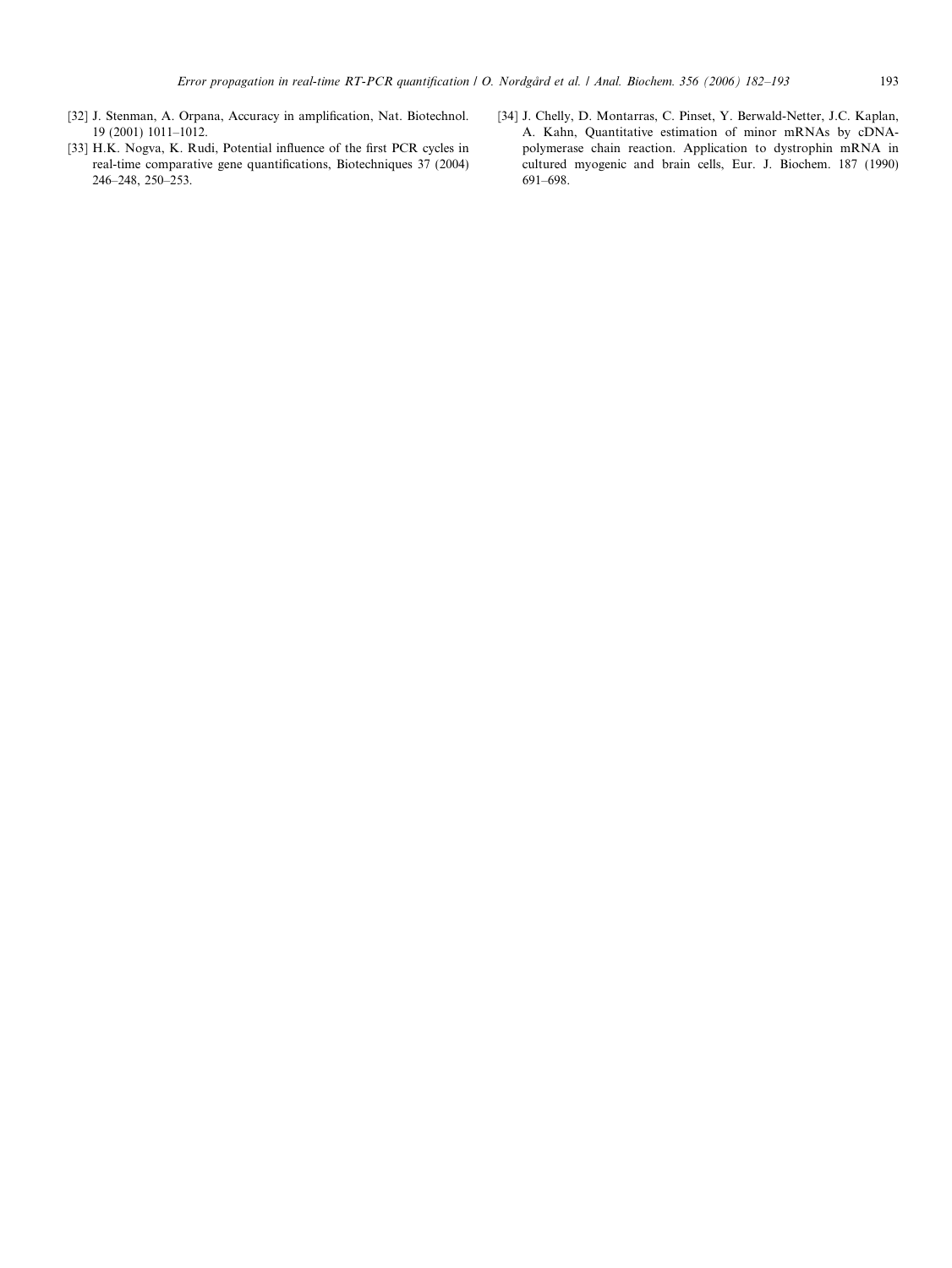[32] J. Stenman, A. Orpana, Accuracy in amplification, Nat. Biotechnol. 19 (2001) 1011–1012.

[33] H.K. Nogva, K. Rudi, Potential influence of the first PCR cycles in real-time comparative gene quantifications, Biotechniques 37 (2004) 246–248, 250–253.

[34] J. Chelly, D. Montarras, C. Pinset, Y. Berwald-Netter, J.C. Kaplan, A. Kahn, Quantitative estimation of minor mRNAs by cDNA-polymerase chain reaction. Application to dystrophin mRNA in cultured myogenic and brain cells, Eur. J. Biochem. 187 (1990) 691–698.